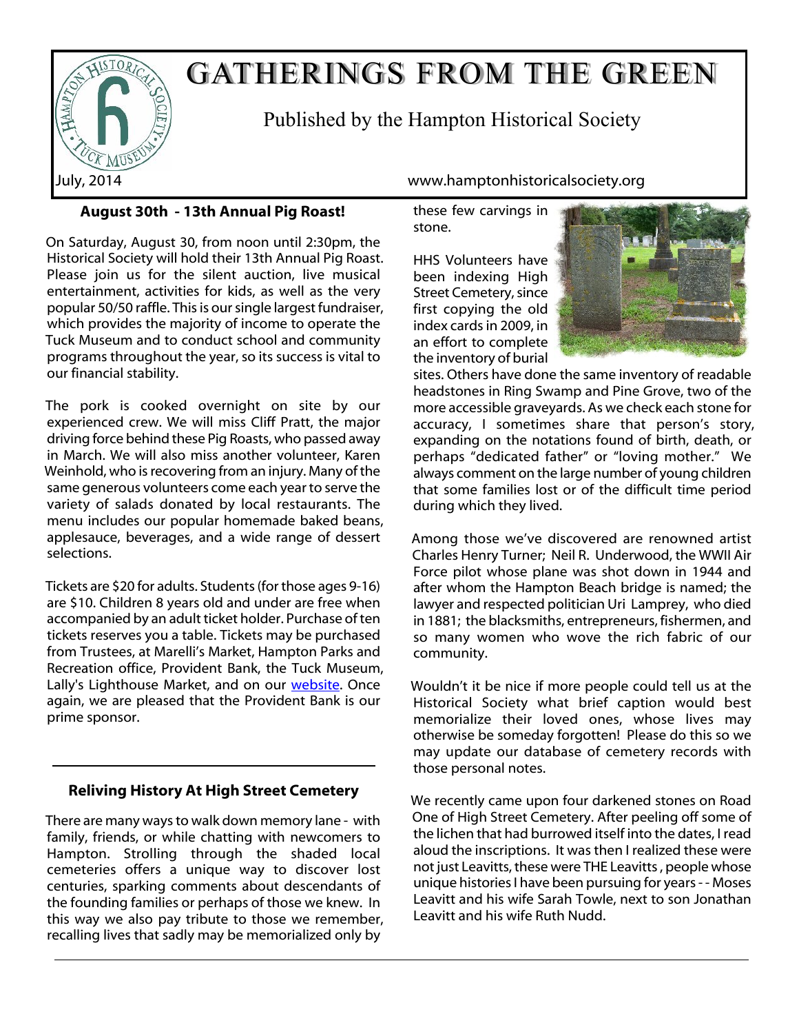# GATHERINGS FROM THE GREEN

Published by the Hampton Historical Society

July, 2014

www.hamptonhistoricalsociety.org

## August 30th - 13th Annual Pig Roast!

On Saturday, August 30, from noon until 2:30pm, the Historical Society will hold their 13th Annual Pig Roast. Please join us for the silent auction, live musical entertainment, activities for kids, as well as the very popular 50/50 raffle. This is our single largest fundraiser, which provides the majority of income to operate the Tuck Museum and to conduct school and community programs throughout the year, so its success is vital to our financial stability.

The pork is cooked overnight on site by our experienced crew. We will miss Cliff Pratt, the major driving force behind these Pig Roasts, who passed away in March. We will also miss another volunteer, Karen Weinhold, who is recovering from an injury. Many of the same generous volunteers come each year to serve the variety of salads donated by local restaurants. The menu includes our popular homemade baked beans, applesauce, beverages, and a wide range of dessert selections.

Tickets are $20 for adults. Students (for those ages 9-16) are $10. Children 8 years old and under are free when accompanied by an adult ticket holder. Purchase of ten tickets reserves you a table. Tickets may be purchased from Trustees, at Marelli's Market, Hampton Parks and Recreation office, Provident Bank, the Tuck Museum, Lally's Lighthouse Market, and on our website. Once again, we are pleased that the Provident Bank is our prime sponsor.

## Reliving History At High Street Cemetery

There are many ways to walk down memory lane - with family, friends, or while chatting with newcomers to Hampton. Strolling through the shaded local cemeteries offers a unique way to discover lost centuries, sparking comments about descendants of the founding families or perhaps of those we knew. In this way we also pay tribute to those we remember, recalling lives that sadly may be memorialized only by these few carvings in stone.

HHS Volunteers have been indexing High Street Cemetery, since first copying the old index cards in 2009, in an effort to complete the inventory of burial sites. Others have done the same inventory of readable headstones in Ring Swamp and Pine Grove, two of the more accessible graveyards. As we check each stone for accuracy, I sometimes share that person's story, expanding on the notations found of birth, death, or perhaps "dedicated father" or "loving mother." We always comment on the large number of young children that some families lost or of the difficult time period during which they lived.

Among those we've discovered are renowned artist Charles Henry Turner; Neil R. Underwood, the WWII Air Force pilot whose plane was shot down in 1944 and after whom the Hampton Beach bridge is named; the lawyer and respected politician Uri Lamprey, who died in 1881; the blacksmiths, entrepreneurs, fishermen, and so many women who wove the rich fabric of our community.

Wouldn't it be nice if more people could tell us at the Historical Society what brief caption would best memorialize their loved ones, whose lives may otherwise be someday forgotten! Please do this so we may update our database of cemetery records with those personal notes.

We recently came upon four darkened stones on Road One of High Street Cemetery. After peeling off some of the lichen that had burrowed itself into the dates, I read aloud the inscriptions. It was then I realized these were not just Leavitts, these were THE Leavitts, people whose unique histories I have been pursuing for years - - Moses Leavitt and his wife Sarah Towle, next to son Jonathan Leavitt and his wife Ruth Nudd.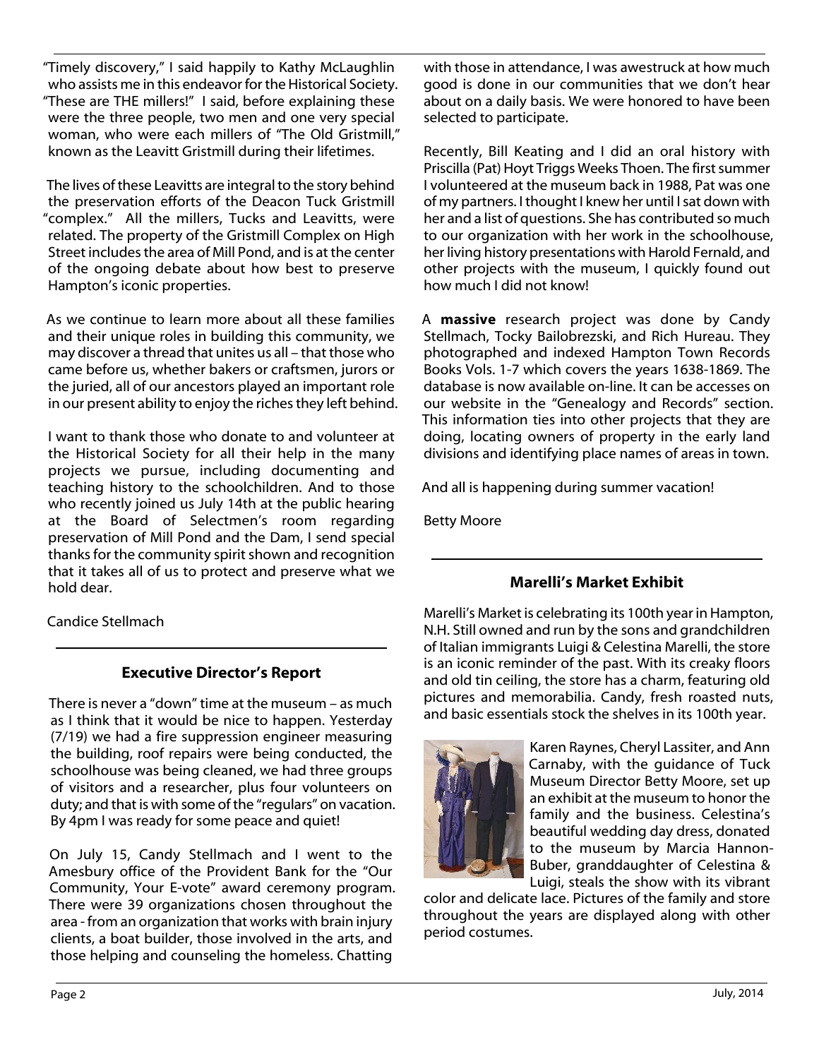"Timely discovery," I said happily to Kathy McLaughlin who assists me in this endeavor for the Historical Society. "These are THE millers!" I said, before explaining these were the three people, two men and one very special woman, who were each millers of "The Old Gristmill," known as the Leavitt Gristmill during their lifetimes.

The lives of these Leavitts are integral to the story behind the preservation efforts of the Deacon Tuck Gristmill "complex." All the millers, Tucks and Leavitts, were related. The property of the Gristmill Complex on High Street includes the area of Mill Pond, and is at the center of the ongoing debate about how best to preserve Hampton's iconic properties.

As we continue to learn more about all these families and their unique roles in building this community, we may discover a thread that unites us all – that those who came before us, whether bakers or craftsmen, jurors or the juried, all of our ancestors played an important role in our present ability to enjoy the riches they left behind.

I want to thank those who donate to and volunteer at the Historical Society for all their help in the many projects we pursue, including documenting and teaching history to the schoolchildren. And to those who recently joined us July 14th at the public hearing at the Board of Selectmen's room regarding preservation of Mill Pond and the Dam, I send special thanks for the community spirit shown and recognition that it takes all of us to protect and preserve what we hold dear.

Candice Stellmach

## Executive Director's Report

There is never a "down" time at the museum – as much as I think that it would be nice to happen. Yesterday (7/19) we had a fire suppression engineer measuring the building, roof repairs were being conducted, the schoolhouse was being cleaned, we had three groups of visitors and a researcher, plus four volunteers on duty; and that is with some of the "regulars" on vacation. By 4pm I was ready for some peace and quiet!

On July 15, Candy Stellmach and I went to the Amesbury office of the Provident Bank for the "Our Community, Your E-vote" award ceremony program. There were 39 organizations chosen throughout the area - from an organization that works with brain injury clients, a boat builder, those involved in the arts, and those helping and counseling the homeless. Chatting with those in attendance, I was awestruck at how much good is done in our communities that we don't hear about on a daily basis. We were honored to have been selected to participate.

Recently, Bill Keating and I did an oral history with Priscilla (Pat) Hoyt Triggs Weeks Thoen. The first summer I volunteered at the museum back in 1988, Pat was one of my partners. I thought I knew her until I sat down with her and a list of questions. She has contributed so much to our organization with her work in the schoolhouse, her living history presentations with Harold Fernald, and other projects with the museum, I quickly found out how much I did not know!

A **massive** research project was done by Candy Stellmach, Tocky Bailobrezski, and Rich Hureau. They photographed and indexed Hampton Town Records Books Vols. 1-7 which covers the years 1638-1869. The database is now available on-line. It can be accesses on our website in the "Genealogy and Records" section. This information ties into other projects that they are doing, locating owners of property in the early land divisions and identifying place names of areas in town.

And all is happening during summer vacation!

Betty Moore

## Marelli's Market Exhibit

Marelli's Market is celebrating its 100th year in Hampton, N.H. Still owned and run by the sons and grandchildren of Italian immigrants Luigi & Celestina Marelli, the store is an iconic reminder of the past. With its creaky floors and old tin ceiling, the store has a charm, featuring old pictures and memorabilia. Candy, fresh roasted nuts, and basic essentials stock the shelves in its 100th year.

Karen Raynes, Cheryl Lassiter, and Ann Carnaby, with the guidance of Tuck Museum Director Betty Moore, set up an exhibit at the museum to honor the family and the business. Celestina's beautiful wedding day dress, donated to the museum by Marcia Hannon-Buber, granddaughter of Celestina & Luigi, steals the show with its vibrant color and delicate lace. Pictures of the family and store throughout the years are displayed along with other period costumes.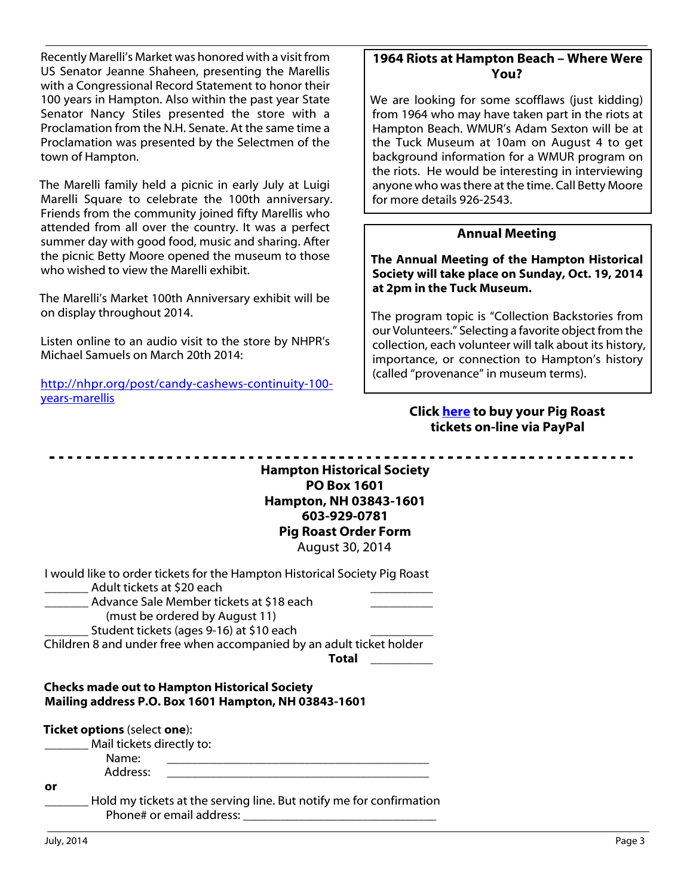Recently Marelli's Market was honored with a visit from US Senator Jeanne Shaheen, presenting the Marellis with a Congressional Record Statement to honor their 100 years in Hampton. Also within the past year State Senator Nancy Stiles presented the store with a Proclamation from the N.H. Senate. At the same time a Proclamation was presented by the Selectmen of the town of Hampton.

The Marelli family held a picnic in early July at Luigi Marelli Square to celebrate the 100th anniversary. Friends from the community joined fifty Marellis who attended from all over the country. It was a perfect summer day with good food, music and sharing. After the picnic Betty Moore opened the museum to those who wished to view the Marelli exhibit.

The Marelli's Market 100th Anniversary exhibit will be on display throughout 2014.

Listen online to an audio visit to the store by NHPR's Michael Samuels on March 20th 2014:

http://nhpr.org/post/candy-cashews-continuity-100-years-marellis

## 1964 Riots at Hampton Beach – Where Were You?

We are looking for some scofflaws (just kidding) from 1964 who may have taken part in the riots at Hampton Beach. WMUR's Adam Sexton will be at the Tuck Museum at 10am on August 4 to get background information for a WMUR program on the riots. He would be interesting in interviewing anyone who was there at the time. Call Betty Moore for more details 926-2543.

## Annual Meeting

**The Annual Meeting of the Hampton Historical Society will take place on Sunday, Oct. 19, 2014 at 2pm in the Tuck Museum.**

The program topic is "Collection Backstories from our Volunteers." Selecting a favorite object from the collection, each volunteer will talk about its history, importance, or connection to Hampton's history (called "provenance" in museum terms).

**Click here to buy your Pig Roast tickets on-line via PayPal**

---

**Hampton Historical Society**
**PO Box 1601**
**Hampton, NH 03843-1601**
**603-929-0781**
**Pig Roast Order Form**
August 30, 2014

I would like to order tickets for the Hampton Historical Society Pig Roast

_______ Adult tickets at $20 each __________

_______ Advance Sale Member tickets at $18 each __________
(must be ordered by August 11)

_______ Student tickets (ages 9-16) at $10 each __________

Children 8 and under free when accompanied by an adult ticket holder

**Total** __________

**Checks made out to Hampton Historical Society**
**Mailing address P.O. Box 1601 Hampton, NH 03843-1601**

**Ticket options** (select **one**):

_______ Mail tickets directly to:
Name: ____________________________________________
Address: ____________________________________________

**or**

_______ Hold my tickets at the serving line. But notify me for confirmation
Phone# or email address: ________________________________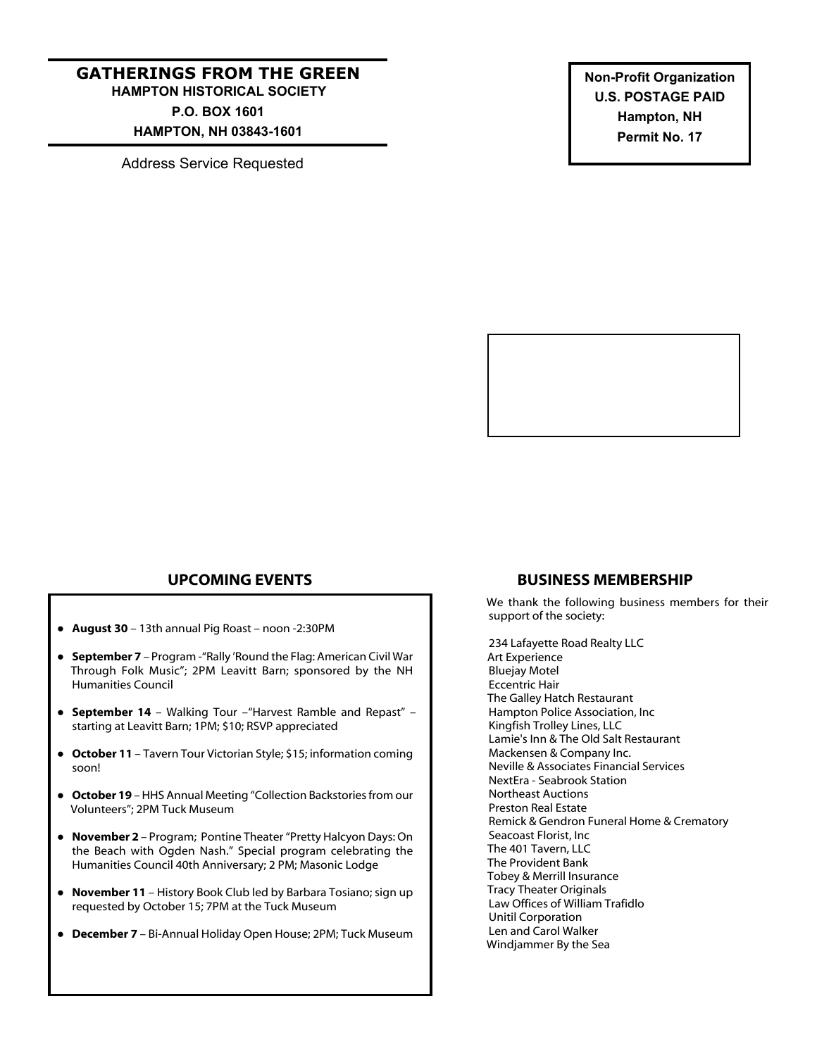## GATHERINGS FROM THE GREEN

**HAMPTON HISTORICAL SOCIETY**

**P.O. BOX 1601**

**HAMPTON, NH 03843-1601**

Address Service Requested

**Non-Profit Organization**
**U.S. POSTAGE PAID**
**Hampton, NH**
**Permit No. 17**

## UPCOMING EVENTS

- **August 30** – 13th annual Pig Roast – noon -2:30PM
- **September 7** – Program -"Rally 'Round the Flag: American Civil War Through Folk Music"; 2PM Leavitt Barn; sponsored by the NH Humanities Council
- **September 14** – Walking Tour –"Harvest Ramble and Repast" – starting at Leavitt Barn; 1PM; $10; RSVP appreciated
- **October 11** – Tavern Tour Victorian Style; $15; information coming soon!
- **October 19** – HHS Annual Meeting "Collection Backstories from our Volunteers"; 2PM Tuck Museum
- **November 2** – Program; Pontine Theater "Pretty Halcyon Days: On the Beach with Ogden Nash." Special program celebrating the Humanities Council 40th Anniversary; 2 PM; Masonic Lodge
- **November 11** – History Book Club led by Barbara Tosiano; sign up requested by October 15; 7PM at the Tuck Museum
- **December 7** – Bi-Annual Holiday Open House; 2PM; Tuck Museum

## BUSINESS MEMBERSHIP

We thank the following business members for their support of the society:

234 Lafayette Road Realty LLC
Art Experience
Bluejay Motel
Eccentric Hair
The Galley Hatch Restaurant
Hampton Police Association, Inc
Kingfish Trolley Lines, LLC
Lamie's Inn & The Old Salt Restaurant
Mackensen & Company Inc.
Neville & Associates Financial Services
NextEra - Seabrook Station
Northeast Auctions
Preston Real Estate
Remick & Gendron Funeral Home & Crematory
Seacoast Florist, Inc
The 401 Tavern, LLC
The Provident Bank
Tobey & Merrill Insurance
Tracy Theater Originals
Law Offices of William Trafidlo
Unitil Corporation
Len and Carol Walker
Windjammer By the Sea